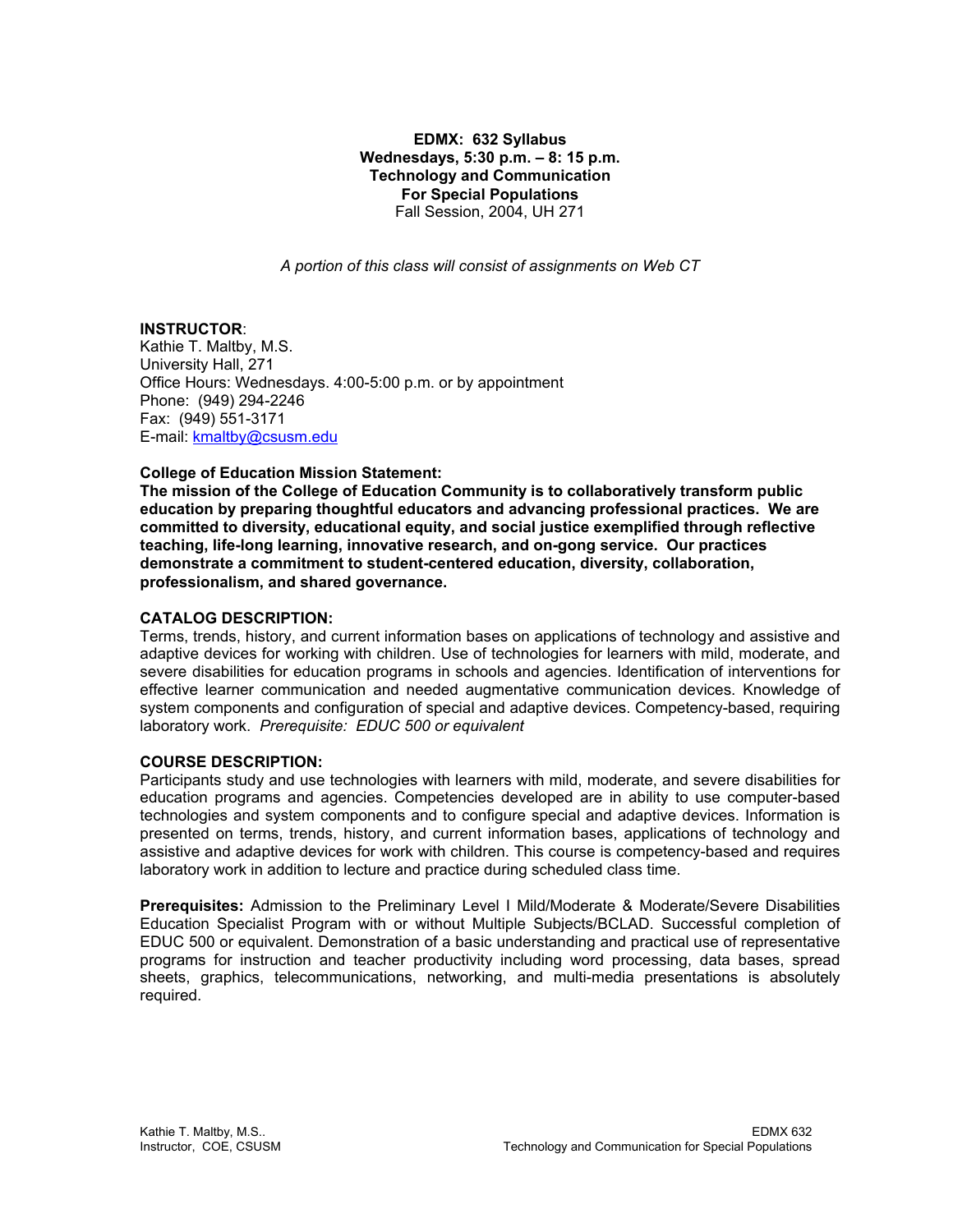**EDMX: 632 Syllabus**
**Wednesdays, 5:30 p.m. – 8: 15 p.m.**
**Technology and Communication**
**For Special Populations**
Fall Session, 2004, UH 271

*A portion of this class will consist of assignments on Web CT*

**INSTRUCTOR**:
Kathie T. Maltby, M.S.
University Hall, 271
Office Hours: Wednesdays. 4:00-5:00 p.m. or by appointment
Phone: (949) 294-2246
Fax: (949) 551-3171
E-mail: kmaltby@csusm.edu

**College of Education Mission Statement:**
**The mission of the College of Education Community is to collaboratively transform public education by preparing thoughtful educators and advancing professional practices. We are committed to diversity, educational equity, and social justice exemplified through reflective teaching, life-long learning, innovative research, and on-gong service. Our practices demonstrate a commitment to student-centered education, diversity, collaboration, professionalism, and shared governance.**

**CATALOG DESCRIPTION:**
Terms, trends, history, and current information bases on applications of technology and assistive and adaptive devices for working with children. Use of technologies for learners with mild, moderate, and severe disabilities for education programs in schools and agencies. Identification of interventions for effective learner communication and needed augmentative communication devices. Knowledge of system components and configuration of special and adaptive devices. Competency-based, requiring laboratory work. *Prerequisite: EDUC 500 or equivalent*

**COURSE DESCRIPTION:**
Participants study and use technologies with learners with mild, moderate, and severe disabilities for education programs and agencies. Competencies developed are in ability to use computer-based technologies and system components and to configure special and adaptive devices. Information is presented on terms, trends, history, and current information bases, applications of technology and assistive and adaptive devices for work with children. This course is competency-based and requires laboratory work in addition to lecture and practice during scheduled class time.

**Prerequisites:** Admission to the Preliminary Level I Mild/Moderate & Moderate/Severe Disabilities Education Specialist Program with or without Multiple Subjects/BCLAD. Successful completion of EDUC 500 or equivalent. Demonstration of a basic understanding and practical use of representative programs for instruction and teacher productivity including word processing, data bases, spread sheets, graphics, telecommunications, networking, and multi-media presentations is absolutely required.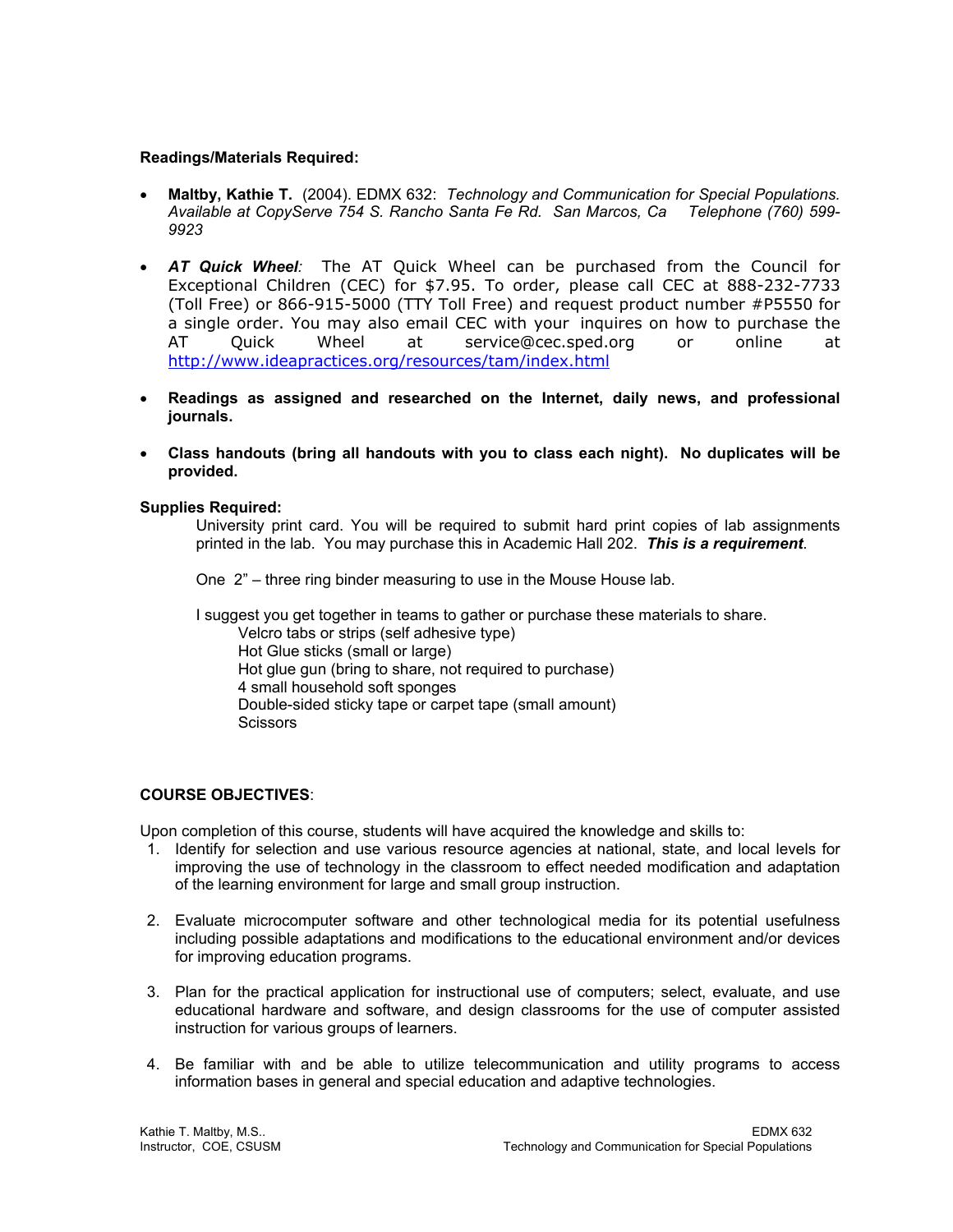**Readings/Materials Required:**

- **Maltby, Kathie T.** (2004). EDMX 632: *Technology and Communication for Special Populations. Available at CopyServe 754 S. Rancho Santa Fe Rd. San Marcos, Ca Telephone (760) 599-9923*

- ***AT Quick Wheel**:* The AT Quick Wheel can be purchased from the Council for Exceptional Children (CEC) for $7.95. To order, please call CEC at 888-232-7733 (Toll Free) or 866-915-5000 (TTY Toll Free) and request product number #P5550 for a single order. You may also email CEC with your inquires on how to purchase the AT Quick Wheel at service@cec.sped.org or online at http://www.ideapractices.org/resources/tam/index.html

- **Readings as assigned and researched on the Internet, daily news, and professional journals.**

- **Class handouts (bring all handouts with you to class each night). No duplicates will be provided.**

**Supplies Required:**

University print card. You will be required to submit hard print copies of lab assignments printed in the lab. You may purchase this in Academic Hall 202. ***This is a requirement***.

One 2" – three ring binder measuring to use in the Mouse House lab.

I suggest you get together in teams to gather or purchase these materials to share.

- Velcro tabs or strips (self adhesive type)
- Hot Glue sticks (small or large)
- Hot glue gun (bring to share, not required to purchase)
- 4 small household soft sponges
- Double-sided sticky tape or carpet tape (small amount)
- Scissors

**COURSE OBJECTIVES**:

Upon completion of this course, students will have acquired the knowledge and skills to:

1. Identify for selection and use various resource agencies at national, state, and local levels for improving the use of technology in the classroom to effect needed modification and adaptation of the learning environment for large and small group instruction.

2. Evaluate microcomputer software and other technological media for its potential usefulness including possible adaptations and modifications to the educational environment and/or devices for improving education programs.

3. Plan for the practical application for instructional use of computers; select, evaluate, and use educational hardware and software, and design classrooms for the use of computer assisted instruction for various groups of learners.

4. Be familiar with and be able to utilize telecommunication and utility programs to access information bases in general and special education and adaptive technologies.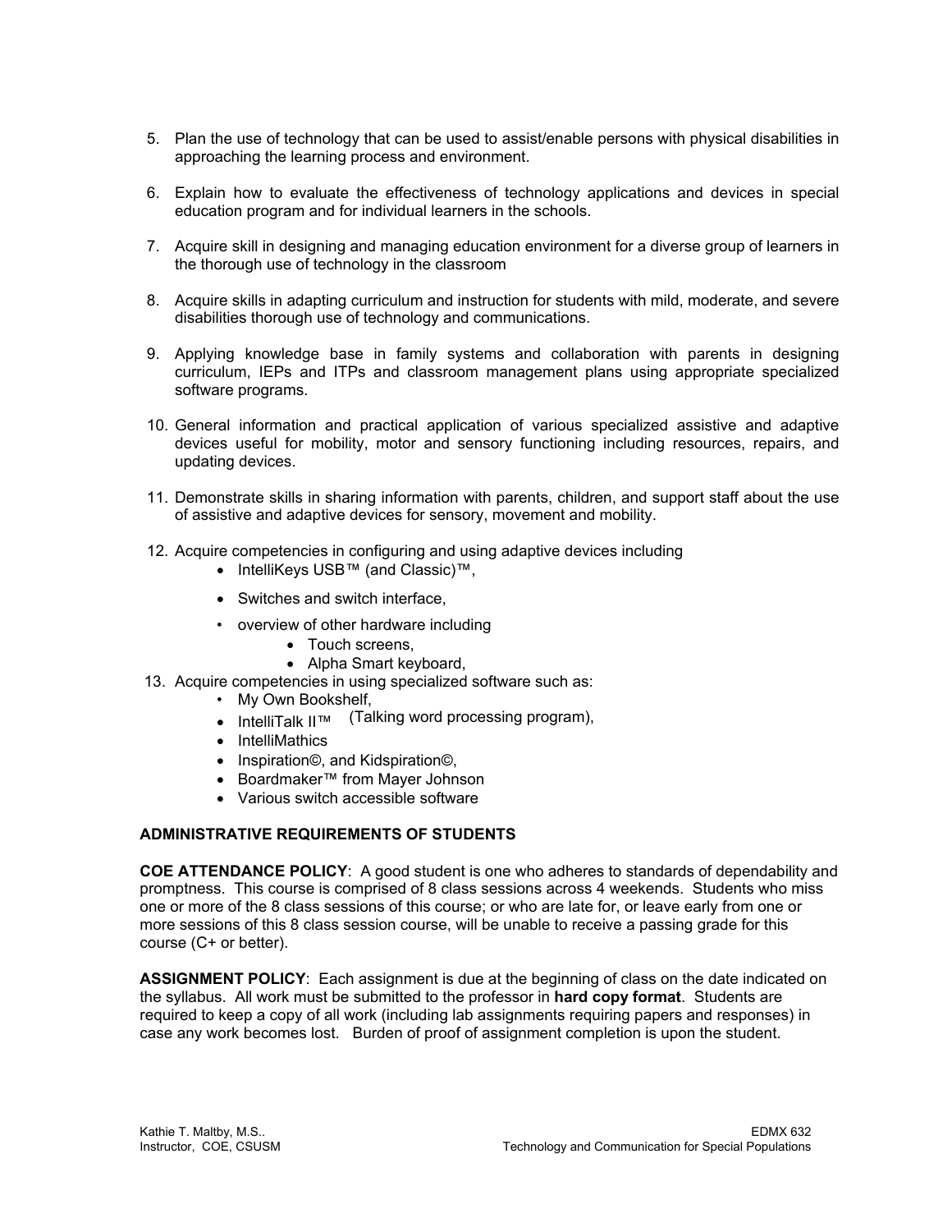5. Plan the use of technology that can be used to assist/enable persons with physical disabilities in approaching the learning process and environment.

6. Explain how to evaluate the effectiveness of technology applications and devices in special education program and for individual learners in the schools.

7. Acquire skill in designing and managing education environment for a diverse group of learners in the thorough use of technology in the classroom

8. Acquire skills in adapting curriculum and instruction for students with mild, moderate, and severe disabilities thorough use of technology and communications.

9. Applying knowledge base in family systems and collaboration with parents in designing curriculum, IEPs and ITPs and classroom management plans using appropriate specialized software programs.

10. General information and practical application of various specialized assistive and adaptive devices useful for mobility, motor and sensory functioning including resources, repairs, and updating devices.

11. Demonstrate skills in sharing information with parents, children, and support staff about the use of assistive and adaptive devices for sensory, movement and mobility.

12. Acquire competencies in configuring and using adaptive devices including
    - IntelliKeys USB™ (and Classic)™,
    - Switches and switch interface,
    - overview of other hardware including
        - Touch screens,
        - Alpha Smart keyboard,

13. Acquire competencies in using specialized software such as:
    - My Own Bookshelf,
    - IntelliTalk II™ (Talking word processing program),
    - IntelliMathics
    - Inspiration©, and Kidspiration©,
    - Boardmaker™ from Mayer Johnson
    - Various switch accessible software

## ADMINISTRATIVE REQUIREMENTS OF STUDENTS

**COE ATTENDANCE POLICY**: A good student is one who adheres to standards of dependability and promptness. This course is comprised of 8 class sessions across 4 weekends. Students who miss one or more of the 8 class sessions of this course; or who are late for, or leave early from one or more sessions of this 8 class session course, will be unable to receive a passing grade for this course (C+ or better).

**ASSIGNMENT POLICY**: Each assignment is due at the beginning of class on the date indicated on the syllabus. All work must be submitted to the professor in **hard copy format**. Students are required to keep a copy of all work (including lab assignments requiring papers and responses) in case any work becomes lost. Burden of proof of assignment completion is upon the student.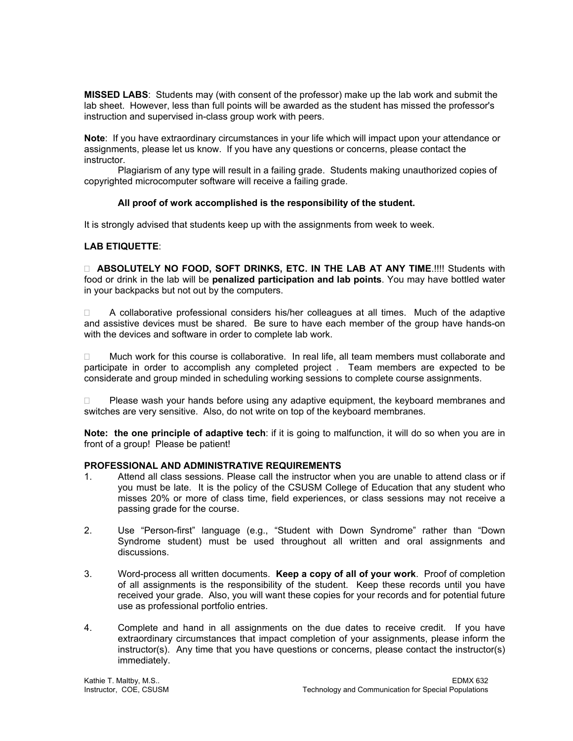**MISSED LABS**: Students may (with consent of the professor) make up the lab work and submit the lab sheet. However, less than full points will be awarded as the student has missed the professor's instruction and supervised in-class group work with peers.

**Note**: If you have extraordinary circumstances in your life which will impact upon your attendance or assignments, please let us know. If you have any questions or concerns, please contact the instructor.

Plagiarism of any type will result in a failing grade. Students making unauthorized copies of copyrighted microcomputer software will receive a failing grade.

**All proof of work accomplished is the responsibility of the student.**

It is strongly advised that students keep up with the assignments from week to week.

**LAB ETIQUETTE**:

-  **ABSOLUTELY NO FOOD, SOFT DRINKS, ETC. IN THE LAB AT ANY TIME**.!!!! Students with food or drink in the lab will be **penalized participation and lab points**. You may have bottled water in your backpacks but not out by the computers.

-  A collaborative professional considers his/her colleagues at all times. Much of the adaptive and assistive devices must be shared. Be sure to have each member of the group have hands-on with the devices and software in order to complete lab work.

-  Much work for this course is collaborative. In real life, all team members must collaborate and participate in order to accomplish any completed project . Team members are expected to be considerate and group minded in scheduling working sessions to complete course assignments.

-  Please wash your hands before using any adaptive equipment, the keyboard membranes and switches are very sensitive. Also, do not write on top of the keyboard membranes.

**Note: the one principle of adaptive tech**: if it is going to malfunction, it will do so when you are in front of a group! Please be patient!

**PROFESSIONAL AND ADMINISTRATIVE REQUIREMENTS**

1. Attend all class sessions. Please call the instructor when you are unable to attend class or if you must be late. It is the policy of the CSUSM College of Education that any student who misses 20% or more of class time, field experiences, or class sessions may not receive a passing grade for the course.

2. Use "Person-first" language (e.g., "Student with Down Syndrome" rather than "Down Syndrome student) must be used throughout all written and oral assignments and discussions.

3. Word-process all written documents. **Keep a copy of all of your work**. Proof of completion of all assignments is the responsibility of the student. Keep these records until you have received your grade. Also, you will want these copies for your records and for potential future use as professional portfolio entries.

4. Complete and hand in all assignments on the due dates to receive credit. If you have extraordinary circumstances that impact completion of your assignments, please inform the instructor(s). Any time that you have questions or concerns, please contact the instructor(s) immediately.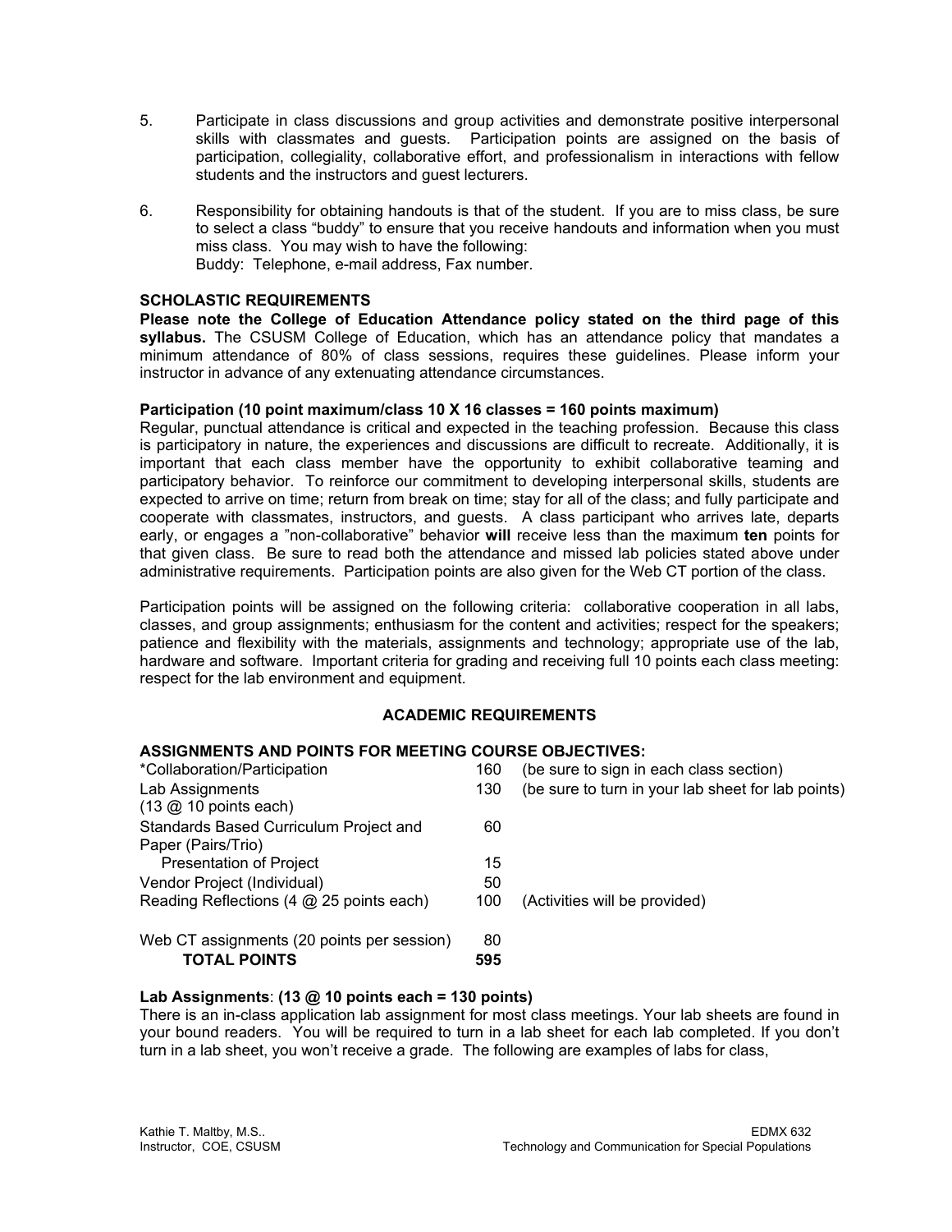5. Participate in class discussions and group activities and demonstrate positive interpersonal skills with classmates and guests. Participation points are assigned on the basis of participation, collegiality, collaborative effort, and professionalism in interactions with fellow students and the instructors and guest lecturers.

6. Responsibility for obtaining handouts is that of the student. If you are to miss class, be sure to select a class "buddy" to ensure that you receive handouts and information when you must miss class. You may wish to have the following:
   Buddy: Telephone, e-mail address, Fax number.

**SCHOLASTIC REQUIREMENTS**

**Please note the College of Education Attendance policy stated on the third page of this syllabus.** The CSUSM College of Education, which has an attendance policy that mandates a minimum attendance of 80% of class sessions, requires these guidelines. Please inform your instructor in advance of any extenuating attendance circumstances.

**Participation (10 point maximum/class 10 X 16 classes = 160 points maximum)**

Regular, punctual attendance is critical and expected in the teaching profession. Because this class is participatory in nature, the experiences and discussions are difficult to recreate. Additionally, it is important that each class member have the opportunity to exhibit collaborative teaming and participatory behavior. To reinforce our commitment to developing interpersonal skills, students are expected to arrive on time; return from break on time; stay for all of the class; and fully participate and cooperate with classmates, instructors, and guests. A class participant who arrives late, departs early, or engages a "non-collaborative" behavior **will** receive less than the maximum **ten** points for that given class. Be sure to read both the attendance and missed lab policies stated above under administrative requirements. Participation points are also given for the Web CT portion of the class.

Participation points will be assigned on the following criteria: collaborative cooperation in all labs, classes, and group assignments; enthusiasm for the content and activities; respect for the speakers; patience and flexibility with the materials, assignments and technology; appropriate use of the lab, hardware and software. Important criteria for grading and receiving full 10 points each class meeting: respect for the lab environment and equipment.

**ACADEMIC REQUIREMENTS**

**ASSIGNMENTS AND POINTS FOR MEETING COURSE OBJECTIVES:**

| Assignment | Points | Notes |
|---|---|---|
| *Collaboration/Participation | 160 | (be sure to sign in each class section) |
| Lab Assignments (13 @ 10 points each) | 130 | (be sure to turn in your lab sheet for lab points) |
| Standards Based Curriculum Project and Paper (Pairs/Trio) | 60 | |
| Presentation of Project | 15 | |
| Vendor Project (Individual) | 50 | |
| Reading Reflections (4 @ 25 points each) | 100 | (Activities will be provided) |
| Web CT assignments (20 points per session) | 80 | |
| **TOTAL POINTS** | **595** | |

**Lab Assignments**: **(13 @ 10 points each = 130 points)**

There is an in-class application lab assignment for most class meetings. Your lab sheets are found in your bound readers. You will be required to turn in a lab sheet for each lab completed. If you don't turn in a lab sheet, you won't receive a grade. The following are examples of labs for class,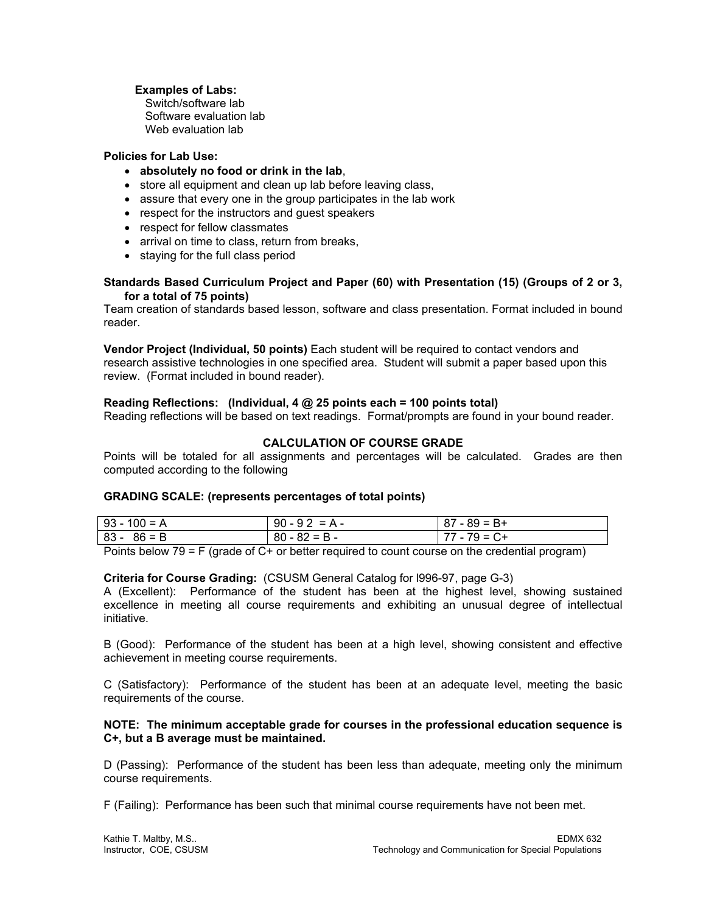**Examples of Labs:**

Switch/software lab
Software evaluation lab
Web evaluation lab

**Policies for Lab Use:**

- **absolutely no food or drink in the lab**,
- store all equipment and clean up lab before leaving class,
- assure that every one in the group participates in the lab work
- respect for the instructors and guest speakers
- respect for fellow classmates
- arrival on time to class, return from breaks,
- staying for the full class period

**Standards Based Curriculum Project and Paper (60) with Presentation (15) (Groups of 2 or 3, for a total of 75 points)**
Team creation of standards based lesson, software and class presentation. Format included in bound reader.

**Vendor Project (Individual, 50 points)** Each student will be required to contact vendors and research assistive technologies in one specified area. Student will submit a paper based upon this review. (Format included in bound reader).

**Reading Reflections: (Individual, 4 @ 25 points each = 100 points total)**
Reading reflections will be based on text readings. Format/prompts are found in your bound reader.

## CALCULATION OF COURSE GRADE

Points will be totaled for all assignments and percentages will be calculated. Grades are then computed according to the following

**GRADING SCALE: (represents percentages of total points)**

| | | |
|---|---|---|
| 93 - 100 = A | 90 - 9 2 = A - | 87 - 89 = B+ |
| 83 - 86 = B | 80 - 82 = B - | 77 - 79 = C+ |

Points below 79 = F (grade of C+ or better required to count course on the credential program)

**Criteria for Course Grading:** (CSUSM General Catalog for l996-97, page G-3)
A (Excellent): Performance of the student has been at the highest level, showing sustained excellence in meeting all course requirements and exhibiting an unusual degree of intellectual initiative.

B (Good): Performance of the student has been at a high level, showing consistent and effective achievement in meeting course requirements.

C (Satisfactory): Performance of the student has been at an adequate level, meeting the basic requirements of the course.

**NOTE: The minimum acceptable grade for courses in the professional education sequence is C+, but a B average must be maintained.**

D (Passing): Performance of the student has been less than adequate, meeting only the minimum course requirements.

F (Failing): Performance has been such that minimal course requirements have not been met.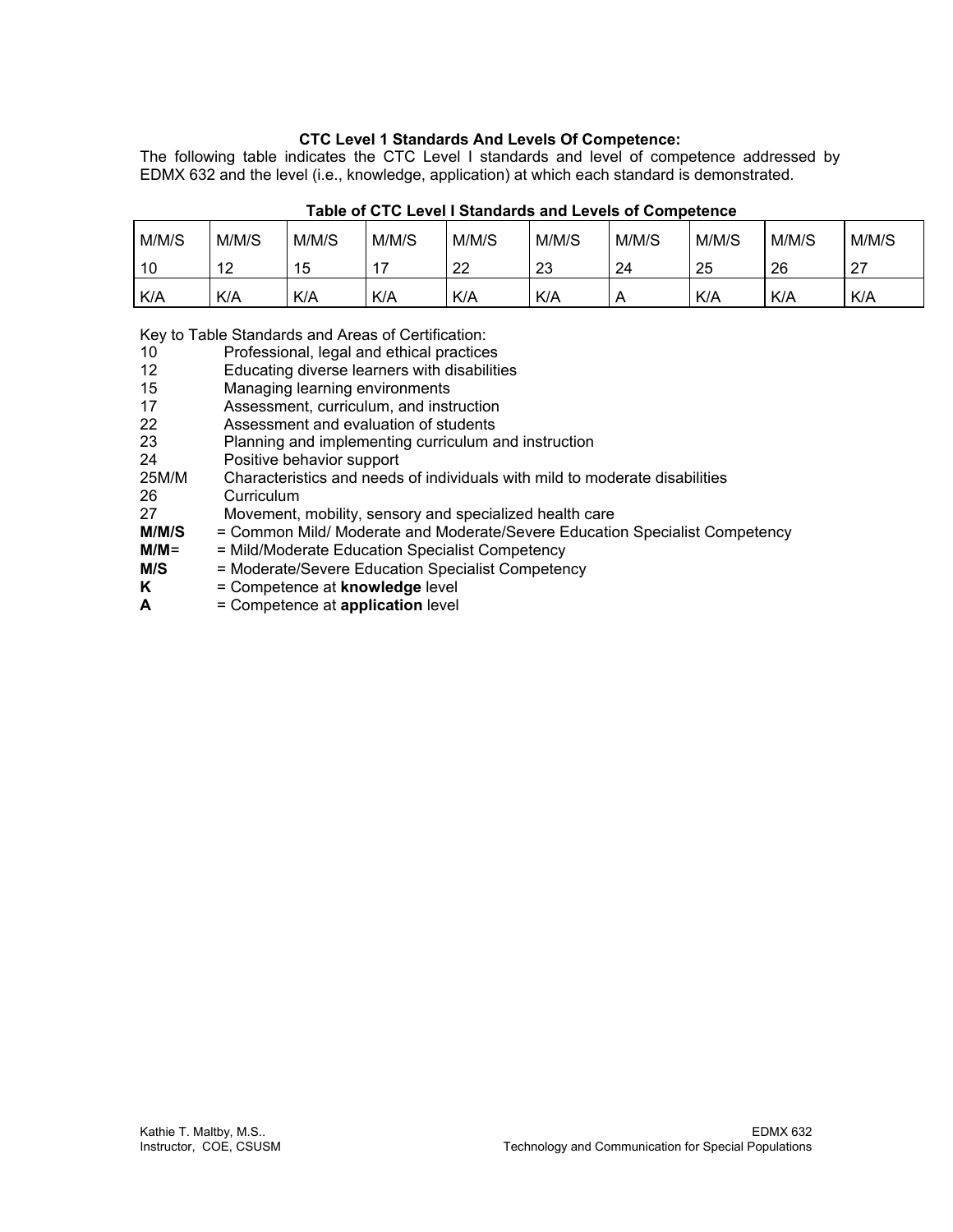**CTC Level 1 Standards And Levels Of Competence:**

The following table indicates the CTC Level I standards and level of competence addressed by EDMX 632 and the level (i.e., knowledge, application) at which each standard is demonstrated.

**Table of CTC Level I Standards and Levels of Competence**

| M/M/S 10 | M/M/S 12 | M/M/S 15 | M/M/S 17 | M/M/S 22 | M/M/S 23 | M/M/S 24 | M/M/S 25 | M/M/S 26 | M/M/S 27 |
|---|---|---|---|---|---|---|---|---|---|
| K/A | K/A | K/A | K/A | K/A | K/A | A | K/A | K/A | K/A |

Key to Table Standards and Areas of Certification:

10 Professional, legal and ethical practices
12 Educating diverse learners with disabilities
15 Managing learning environments
17 Assessment, curriculum, and instruction
22 Assessment and evaluation of students
23 Planning and implementing curriculum and instruction
24 Positive behavior support
25M/M Characteristics and needs of individuals with mild to moderate disabilities
26 Curriculum
27 Movement, mobility, sensory and specialized health care
**M/M/S** = Common Mild/ Moderate and Moderate/Severe Education Specialist Competency
**M/M**= = Mild/Moderate Education Specialist Competency
**M/S** = Moderate/Severe Education Specialist Competency
**K** = Competence at **knowledge** level
**A** = Competence at **application** level